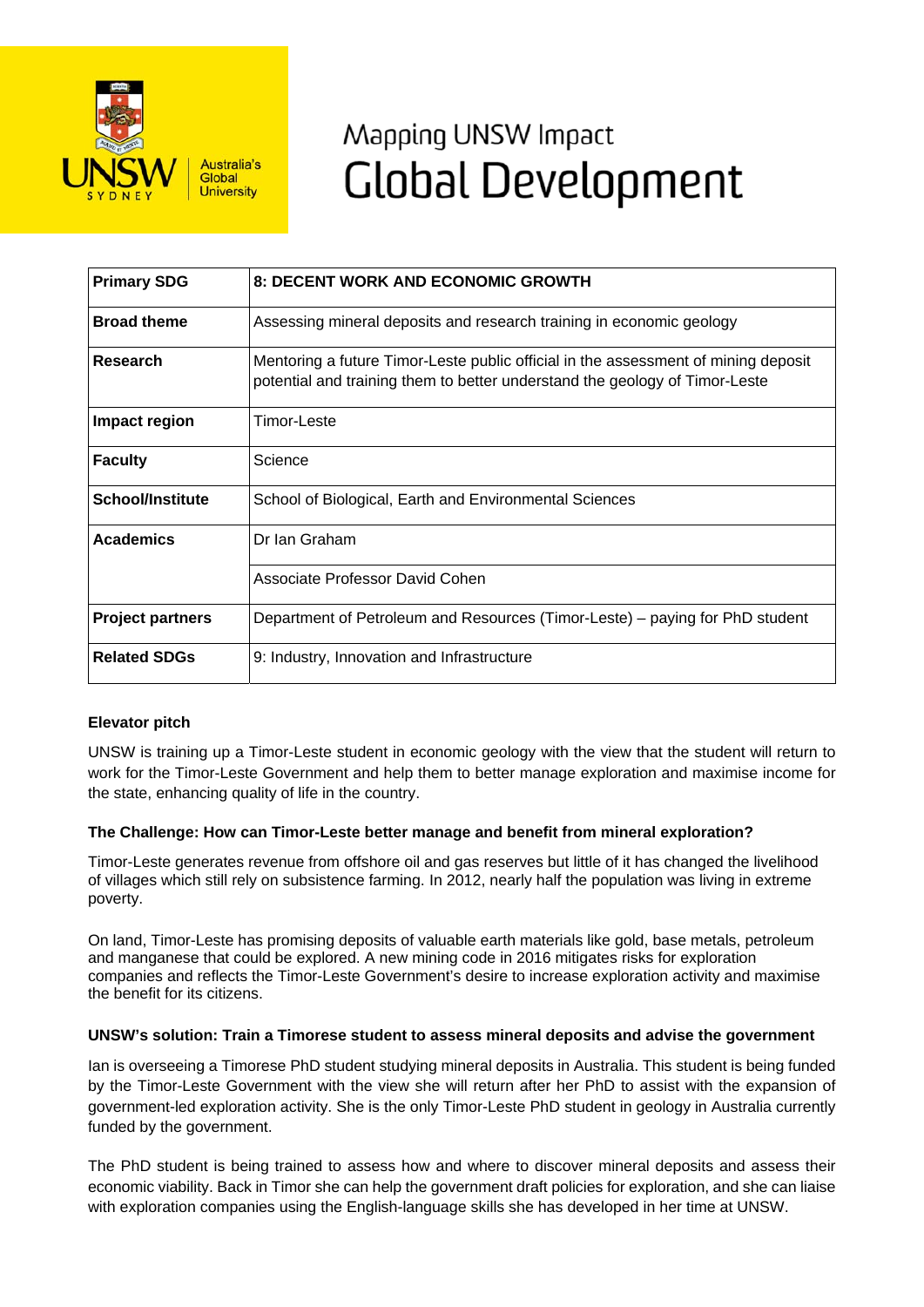# Mapping UNSW Impact
# Global Development

| | |
|---|---|
| **Primary SDG** | **8: DECENT WORK AND ECONOMIC GROWTH** |
| **Broad theme** | Assessing mineral deposits and research training in economic geology |
| **Research** | Mentoring a future Timor-Leste public official in the assessment of mining deposit potential and training them to better understand the geology of Timor-Leste |
| **Impact region** | Timor-Leste |
| **Faculty** | Science |
| **School/Institute** | School of Biological, Earth and Environmental Sciences |
| **Academics** | Dr Ian Graham |
| | Associate Professor David Cohen |
| **Project partners** | Department of Petroleum and Resources (Timor-Leste) – paying for PhD student |
| **Related SDGs** | 9: Industry, Innovation and Infrastructure |

### Elevator pitch

UNSW is training up a Timor-Leste student in economic geology with the view that the student will return to work for the Timor-Leste Government and help them to better manage exploration and maximise income for the state, enhancing quality of life in the country.

### The Challenge: How can Timor-Leste better manage and benefit from mineral exploration?

Timor-Leste generates revenue from offshore oil and gas reserves but little of it has changed the livelihood of villages which still rely on subsistence farming. In 2012, nearly half the population was living in extreme poverty.

On land, Timor-Leste has promising deposits of valuable earth materials like gold, base metals, petroleum and manganese that could be explored. A new mining code in 2016 mitigates risks for exploration companies and reflects the Timor-Leste Government's desire to increase exploration activity and maximise the benefit for its citizens.

### UNSW's solution: Train a Timorese student to assess mineral deposits and advise the government

Ian is overseeing a Timorese PhD student studying mineral deposits in Australia. This student is being funded by the Timor-Leste Government with the view she will return after her PhD to assist with the expansion of government-led exploration activity. She is the only Timor-Leste PhD student in geology in Australia currently funded by the government.

The PhD student is being trained to assess how and where to discover mineral deposits and assess their economic viability. Back in Timor she can help the government draft policies for exploration, and she can liaise with exploration companies using the English-language skills she has developed in her time at UNSW.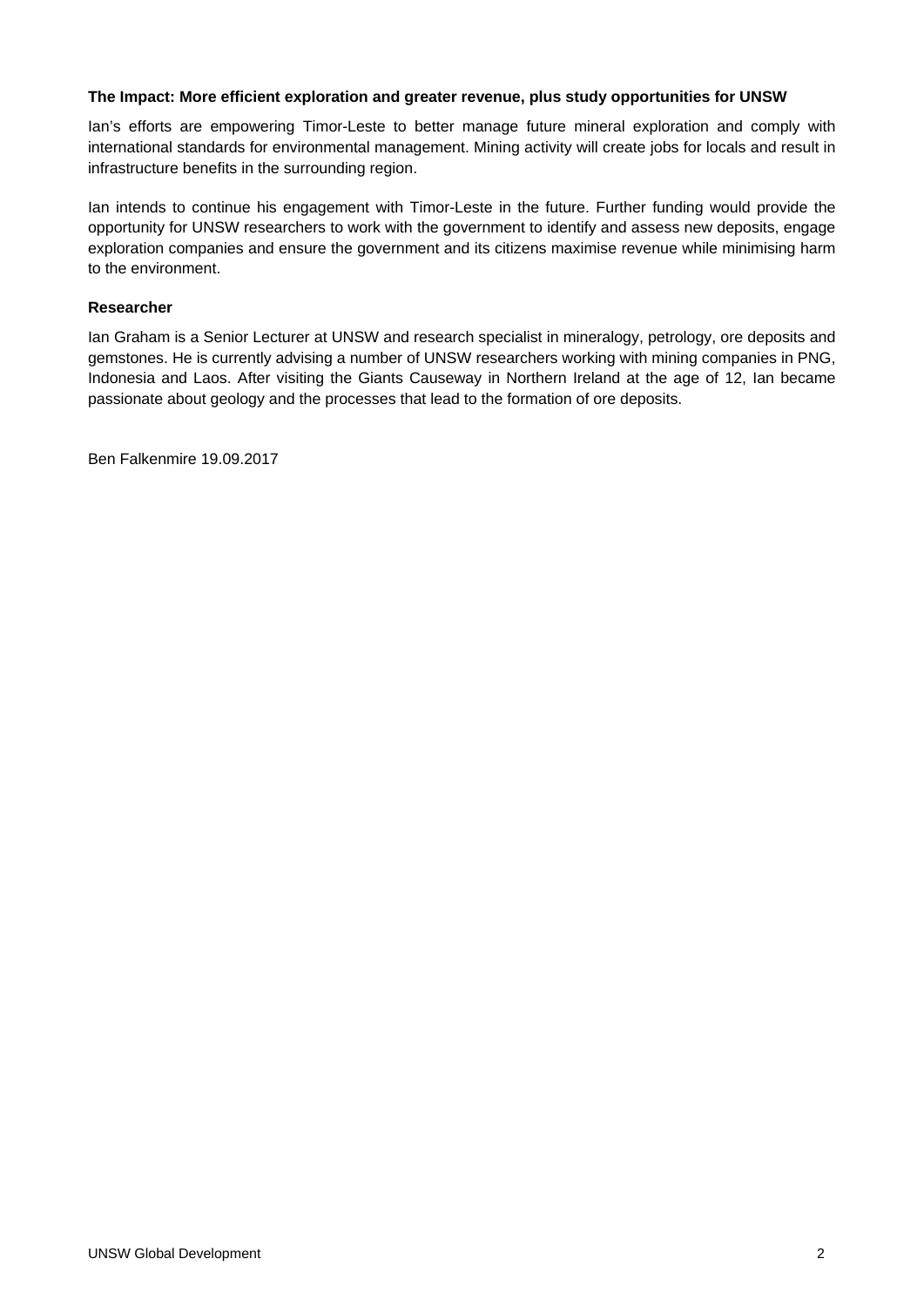**The Impact: More efficient exploration and greater revenue, plus study opportunities for UNSW**

Ian's efforts are empowering Timor-Leste to better manage future mineral exploration and comply with international standards for environmental management. Mining activity will create jobs for locals and result in infrastructure benefits in the surrounding region.

Ian intends to continue his engagement with Timor-Leste in the future. Further funding would provide the opportunity for UNSW researchers to work with the government to identify and assess new deposits, engage exploration companies and ensure the government and its citizens maximise revenue while minimising harm to the environment.

**Researcher**

Ian Graham is a Senior Lecturer at UNSW and research specialist in mineralogy, petrology, ore deposits and gemstones. He is currently advising a number of UNSW researchers working with mining companies in PNG, Indonesia and Laos. After visiting the Giants Causeway in Northern Ireland at the age of 12, Ian became passionate about geology and the processes that lead to the formation of ore deposits.

Ben Falkenmire 19.09.2017